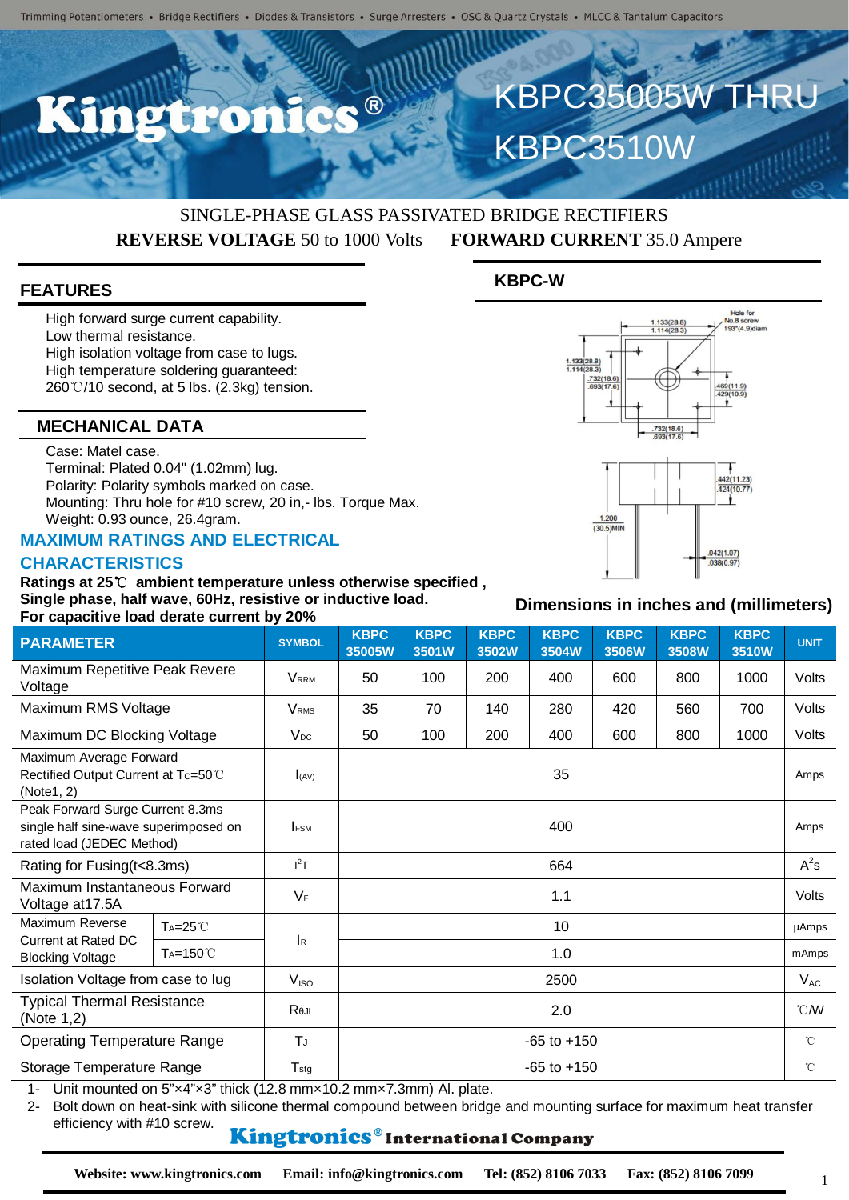# KBPC35005W THRU KBPC3510W

SINGLE-PHASE GLASS PASSIVATED BRIDGE RECTIFIERS

**REVERSE VOLTAGE** 50 to 1000 Volts **FORWARD CURRENT** 35.0 Ampere

## FEATURES

High forward surge current capability.
Low thermal resistance.
High isolation voltage from case to lugs.
High temperature soldering guaranteed:
260℃/10 second, at 5 lbs. (2.3kg) tension.

## MECHANICAL DATA

Case: Matel case.
Terminal: Plated 0.04" (1.02mm) lug.
Polarity: Polarity symbols marked on case.
Mounting: Thru hole for #10 screw, 20 in,- lbs. Torque Max.
Weight: 0.93 ounce, 26.4gram.

## KBPC-W

Hole for No.8 screw .193"(4.9)diam
1.133(28.8)
1.114(28.3)
.732(18.6)
.693(17.6)
.469(11.9)
.429(10.9)
.442(11.23)
.424(10.77)
1.200 (30.5)MIN
.042(1.07)
.038(0.97)

**Dimensions in inches and (millimeters)**

## MAXIMUM RATINGS AND ELECTRICAL CHARACTERISTICS

**Ratings at 25℃ ambient temperature unless otherwise specified ,**
**Single phase, half wave, 60Hz, resistive or inductive load.**
**For capacitive load derate current by 20%**

| PARAMETER | | SYMBOL | KBPC 35005W | KBPC 3501W | KBPC 3502W | KBPC 3504W | KBPC 3506W | KBPC 3508W | KBPC 3510W | UNIT |
|---|---|---|---|---|---|---|---|---|---|---|
| Maximum Repetitive Peak Revere Voltage | | $V_{RRM}$ | 50 | 100 | 200 | 400 | 600 | 800 | 1000 | Volts |
| Maximum RMS Voltage | | $V_{RMS}$ | 35 | 70 | 140 | 280 | 420 | 560 | 700 | Volts |
| Maximum DC Blocking Voltage | | $V_{DC}$ | 50 | 100 | 200 | 400 | 600 | 800 | 1000 | Volts |
| Maximum Average Forward Rectified Output Current at $T_C$=50℃ (Note1, 2) | | $I_{(AV)}$ | 35 | | | | | | | Amps |
| Peak Forward Surge Current 8.3ms single half sine-wave superimposed on rated load (JEDEC Method) | | $I_{FSM}$ | 400 | | | | | | | Amps |
| Rating for Fusing(t<8.3ms) | | $I^2T$ | 664 | | | | | | | $A^2s$ |
| Maximum Instantaneous Forward Voltage at17.5A | | $V_F$ | 1.1 | | | | | | | Volts |
| Maximum Reverse Current at Rated DC Blocking Voltage | $T_A$=25℃ | $I_R$ | 10 | | | | | | | µAmps |
| | $T_A$=150℃ | | 1.0 | | | | | | | mAmps |
| Isolation Voltage from case to lug | | $V_{ISO}$ | 2500 | | | | | | | $V_{AC}$ |
| Typical Thermal Resistance (Note 1,2) | | $R_{θJL}$ | 2.0 | | | | | | | ℃/W |
| Operating Temperature Range | | $T_J$ | -65 to +150 | | | | | | | ℃ |
| Storage Temperature Range | | $T_{stg}$ | -65 to +150 | | | | | | | ℃ |

1- Unit mounted on 5"×4"×3" thick (12.8 mm×10.2 mm×7.3mm) Al. plate.
2- Bolt down on heat-sink with silicone thermal compound between bridge and mounting surface for maximum heat transfer efficiency with #10 screw.

**Kingtronics® International Company**

**Website: www.kingtronics.com Email: info@kingtronics.com Tel: (852) 8106 7033 Fax: (852) 8106 7099**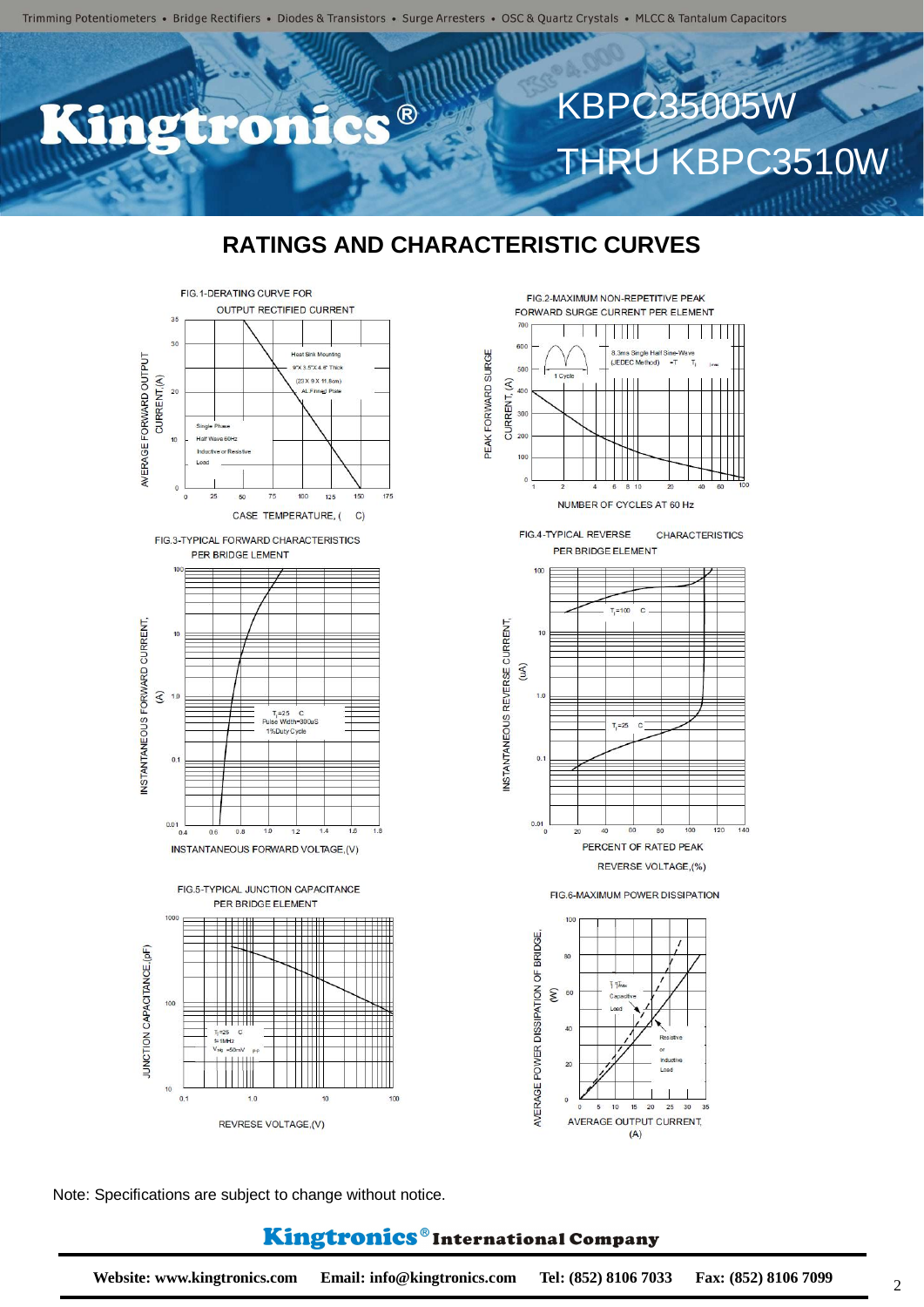# KBPC35005W THRU KBPC3510W

## RATINGS AND CHARACTERISTIC CURVES

FIG.1-DERATING CURVE FOR OUTPUT RECTIFIED CURRENT

AVERAGE FORWARD OUTPUT CURRENT,(A)

35
30
20
10
0

Heat Sink Mounting
9"X 3.5"X 4.6" Thick
(23 X 9 X 11.8cm)
AL.Finned Plate

Single Phase
Half Wave 60Hz
Inductive or Resistive
Load

0 25 50 75 100 125 150 175

CASE TEMPERATURE, ( C)

FIG.2-MAXIMUM NON-REPETITIVE PEAK FORWARD SURGE CURRENT PER ELEMENT

PEAK FORWARD SURGE CURRENT, (A)

700
600
500
400
300
200
100
0

8.3ms Single Half Sine-Wave
(JEDEC Method) =T $T_j$

1 Cycle

1 2 4 6 8 10 20 40 60 100

NUMBER OF CYCLES AT 60 Hz

FIG.3-TYPICAL FORWARD CHARACTERISTICS PER BRIDGE ELEMENT

INSTANTANEOUS FORWARD CURRENT, (A)

100
10
1.0
0.1
0.01

$T_j$=25 C
Pulse Width=300uS
1%Duty Cycle

0.4 0.6 0.8 1.0 1.2 1.4 1.6 1.8

INSTANTANEOUS FORWARD VOLTAGE,(V)

FIG.4-TYPICAL REVERSE CHARACTERISTICS PER BRIDGE ELEMENT

INSTANTANEOUS REVERSE CURRENT, (uA)

100
10
1.0
0.1
0.01

$T_j$=100 C

$T_j$=25 C

0 20 40 60 80 100 120 140

PERCENT OF RATED PEAK REVERSE VOLTAGE,(%)

FIG.5-TYPICAL JUNCTION CAPACITANCE PER BRIDGE ELEMENT

JUNCTION CAPACITANCE,(pF)

1000
100
10

$T_j$=25 C
f=1MHz
$V_{sig}$ =50mV p-p

0.1 1.0 10 100

REVRESE VOLTAGE,(V)

FIG.6-MAXIMUM POWER DISSIPATION

AVERAGE POWER DISSIPATION OF BRIDGE, (W)

100
80
60
40
20
0

$T_j$=$T_{jmax}$
Capacitive
Load

Resistive
or
Inductive
Load

0 5 10 15 20 25 30 35

AVERAGE OUTPUT CURRENT, (A)

Note: Specifications are subject to change without notice.

**Kingtronics® International Company**

**Website: www.kingtronics.com  Email: info@kingtronics.com  Tel: (852) 8106 7033  Fax: (852) 8106 7099**